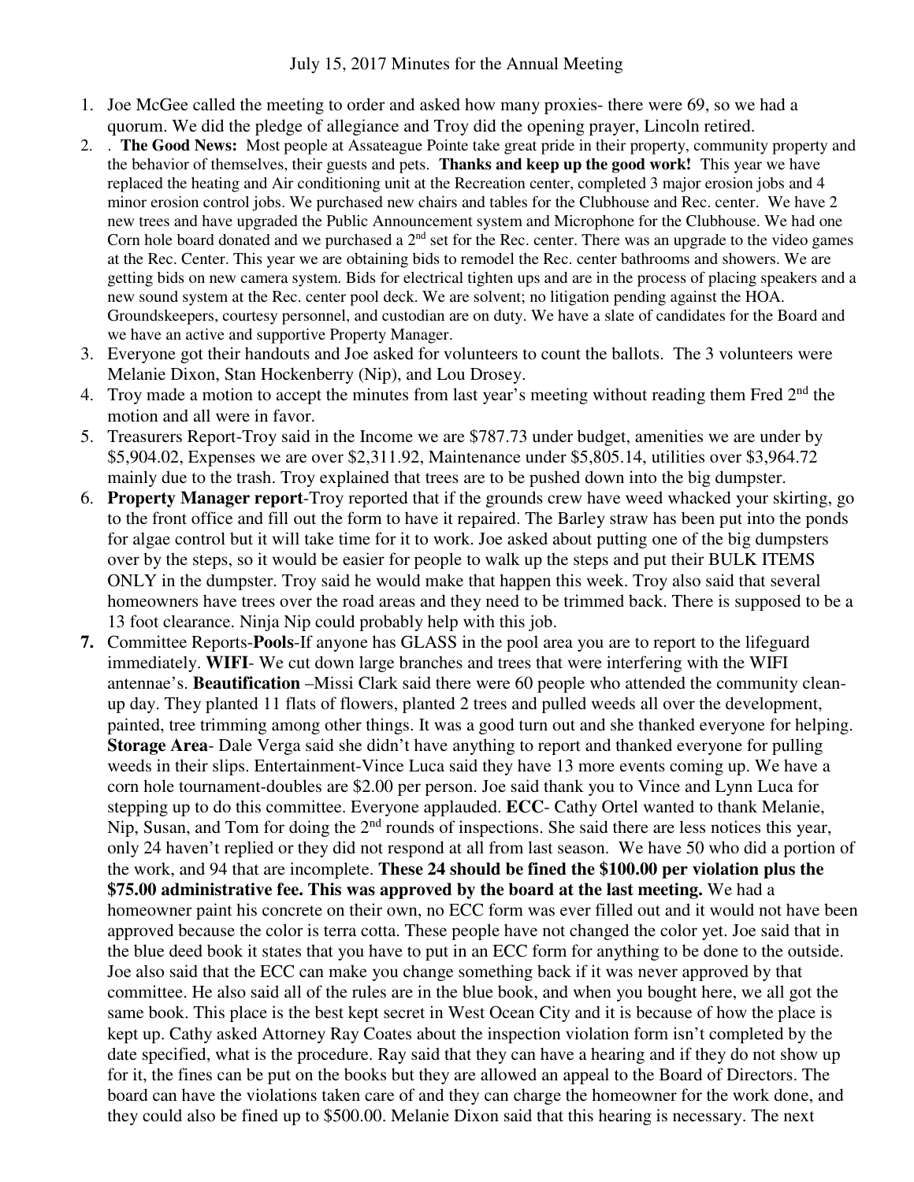July 15, 2017 Minutes for the Annual Meeting

1. Joe McGee called the meeting to order and asked how many proxies- there were 69, so we had a quorum. We did the pledge of allegiance and Troy did the opening prayer, Lincoln retired.
2. . **The Good News:** Most people at Assateague Pointe take great pride in their property, community property and the behavior of themselves, their guests and pets. **Thanks and keep up the good work!** This year we have replaced the heating and Air conditioning unit at the Recreation center, completed 3 major erosion jobs and 4 minor erosion control jobs. We purchased new chairs and tables for the Clubhouse and Rec. center. We have 2 new trees and have upgraded the Public Announcement system and Microphone for the Clubhouse. We had one Corn hole board donated and we purchased a 2nd set for the Rec. center. There was an upgrade to the video games at the Rec. Center. This year we are obtaining bids to remodel the Rec. center bathrooms and showers. We are getting bids on new camera system. Bids for electrical tighten ups and are in the process of placing speakers and a new sound system at the Rec. center pool deck. We are solvent; no litigation pending against the HOA. Groundskeepers, courtesy personnel, and custodian are on duty. We have a slate of candidates for the Board and we have an active and supportive Property Manager.
3. Everyone got their handouts and Joe asked for volunteers to count the ballots. The 3 volunteers were Melanie Dixon, Stan Hockenberry (Nip), and Lou Drosey.
4. Troy made a motion to accept the minutes from last year's meeting without reading them Fred 2nd the motion and all were in favor.
5. Treasurers Report-Troy said in the Income we are $787.73 under budget, amenities we are under by $5,904.02, Expenses we are over $2,311.92, Maintenance under $5,805.14, utilities over $3,964.72 mainly due to the trash. Troy explained that trees are to be pushed down into the big dumpster.
6. **Property Manager report**-Troy reported that if the grounds crew have weed whacked your skirting, go to the front office and fill out the form to have it repaired. The Barley straw has been put into the ponds for algae control but it will take time for it to work. Joe asked about putting one of the big dumpsters over by the steps, so it would be easier for people to walk up the steps and put their BULK ITEMS ONLY in the dumpster. Troy said he would make that happen this week. Troy also said that several homeowners have trees over the road areas and they need to be trimmed back. There is supposed to be a 13 foot clearance. Ninja Nip could probably help with this job.
7. Committee Reports-**Pools**-If anyone has GLASS in the pool area you are to report to the lifeguard immediately. **WIFI**- We cut down large branches and trees that were interfering with the WIFI antennae's. **Beautification** –Missi Clark said there were 60 people who attended the community clean-up day. They planted 11 flats of flowers, planted 2 trees and pulled weeds all over the development, painted, tree trimming among other things. It was a good turn out and she thanked everyone for helping. **Storage Area**- Dale Verga said she didn't have anything to report and thanked everyone for pulling weeds in their slips. Entertainment-Vince Luca said they have 13 more events coming up. We have a corn hole tournament-doubles are $2.00 per person. Joe said thank you to Vince and Lynn Luca for stepping up to do this committee. Everyone applauded. **ECC**- Cathy Ortel wanted to thank Melanie, Nip, Susan, and Tom for doing the 2nd rounds of inspections. She said there are less notices this year, only 24 haven't replied or they did not respond at all from last season. We have 50 who did a portion of the work, and 94 that are incomplete. **These 24 should be fined the $100.00 per violation plus the $75.00 administrative fee. This was approved by the board at the last meeting.** We had a homeowner paint his concrete on their own, no ECC form was ever filled out and it would not have been approved because the color is terra cotta. These people have not changed the color yet. Joe said that in the blue deed book it states that you have to put in an ECC form for anything to be done to the outside. Joe also said that the ECC can make you change something back if it was never approved by that committee. He also said all of the rules are in the blue book, and when you bought here, we all got the same book. This place is the best kept secret in West Ocean City and it is because of how the place is kept up. Cathy asked Attorney Ray Coates about the inspection violation form isn't completed by the date specified, what is the procedure. Ray said that they can have a hearing and if they do not show up for it, the fines can be put on the books but they are allowed an appeal to the Board of Directors. The board can have the violations taken care of and they can charge the homeowner for the work done, and they could also be fined up to $500.00. Melanie Dixon said that this hearing is necessary. The next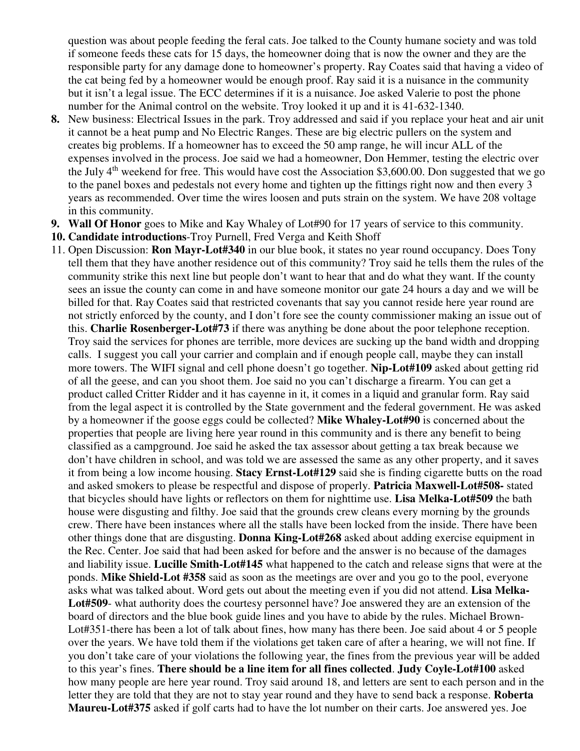question was about people feeding the feral cats. Joe talked to the County humane society and was told if someone feeds these cats for 15 days, the homeowner doing that is now the owner and they are the responsible party for any damage done to homeowner's property. Ray Coates said that having a video of the cat being fed by a homeowner would be enough proof. Ray said it is a nuisance in the community but it isn't a legal issue. The ECC determines if it is a nuisance. Joe asked Valerie to post the phone number for the Animal control on the website. Troy looked it up and it is 41-632-1340.

8. New business: Electrical Issues in the park. Troy addressed and said if you replace your heat and air unit it cannot be a heat pump and No Electric Ranges. These are big electric pullers on the system and creates big problems. If a homeowner has to exceed the 50 amp range, he will incur ALL of the expenses involved in the process. Joe said we had a homeowner, Don Hemmer, testing the electric over the July 4th weekend for free. This would have cost the Association $3,600.00. Don suggested that we go to the panel boxes and pedestals not every home and tighten up the fittings right now and then every 3 years as recommended. Over time the wires loosen and puts strain on the system. We have 208 voltage in this community.
9. **Wall Of Honor** goes to Mike and Kay Whaley of Lot#90 for 17 years of service to this community.
10. **Candidate introductions**-Troy Purnell, Fred Verga and Keith Shoff
11. Open Discussion: **Ron Mayr-Lot#340** in our blue book, it states no year round occupancy. Does Tony tell them that they have another residence out of this community? Troy said he tells them the rules of the community strike this next line but people don't want to hear that and do what they want. If the county sees an issue the county can come in and have someone monitor our gate 24 hours a day and we will be billed for that. Ray Coates said that restricted covenants that say you cannot reside here year round are not strictly enforced by the county, and I don't fore see the county commissioner making an issue out of this. **Charlie Rosenberger-Lot#73** if there was anything be done about the poor telephone reception. Troy said the services for phones are terrible, more devices are sucking up the band width and dropping calls. I suggest you call your carrier and complain and if enough people call, maybe they can install more towers. The WIFI signal and cell phone doesn't go together. **Nip-Lot#109** asked about getting rid of all the geese, and can you shoot them. Joe said no you can't discharge a firearm. You can get a product called Critter Ridder and it has cayenne in it, it comes in a liquid and granular form. Ray said from the legal aspect it is controlled by the State government and the federal government. He was asked by a homeowner if the goose eggs could be collected? **Mike Whaley-Lot#90** is concerned about the properties that people are living here year round in this community and is there any benefit to being classified as a campground. Joe said he asked the tax assessor about getting a tax break because we don't have children in school, and was told we are assessed the same as any other property, and it saves it from being a low income housing. **Stacy Ernst-Lot#129** said she is finding cigarette butts on the road and asked smokers to please be respectful and dispose of properly. **Patricia Maxwell-Lot#508-** stated that bicycles should have lights or reflectors on them for nighttime use. **Lisa Melka-Lot#509** the bath house were disgusting and filthy. Joe said that the grounds crew cleans every morning by the grounds crew. There have been instances where all the stalls have been locked from the inside. There have been other things done that are disgusting. **Donna King-Lot#268** asked about adding exercise equipment in the Rec. Center. Joe said that had been asked for before and the answer is no because of the damages and liability issue. **Lucille Smith-Lot#145** what happened to the catch and release signs that were at the ponds. **Mike Shield-Lot #358** said as soon as the meetings are over and you go to the pool, everyone asks what was talked about. Word gets out about the meeting even if you did not attend. **Lisa Melka-Lot#509**- what authority does the courtesy personnel have? Joe answered they are an extension of the board of directors and the blue book guide lines and you have to abide by the rules. Michael Brown-Lot#351-there has been a lot of talk about fines, how many has there been. Joe said about 4 or 5 people over the years. We have told them if the violations get taken care of after a hearing, we will not fine. If you don't take care of your violations the following year, the fines from the previous year will be added to this year's fines. **There should be a line item for all fines collected**. **Judy Coyle-Lot#100** asked how many people are here year round. Troy said around 18, and letters are sent to each person and in the letter they are told that they are not to stay year round and they have to send back a response. **Roberta Maureu-Lot#375** asked if golf carts had to have the lot number on their carts. Joe answered yes. Joe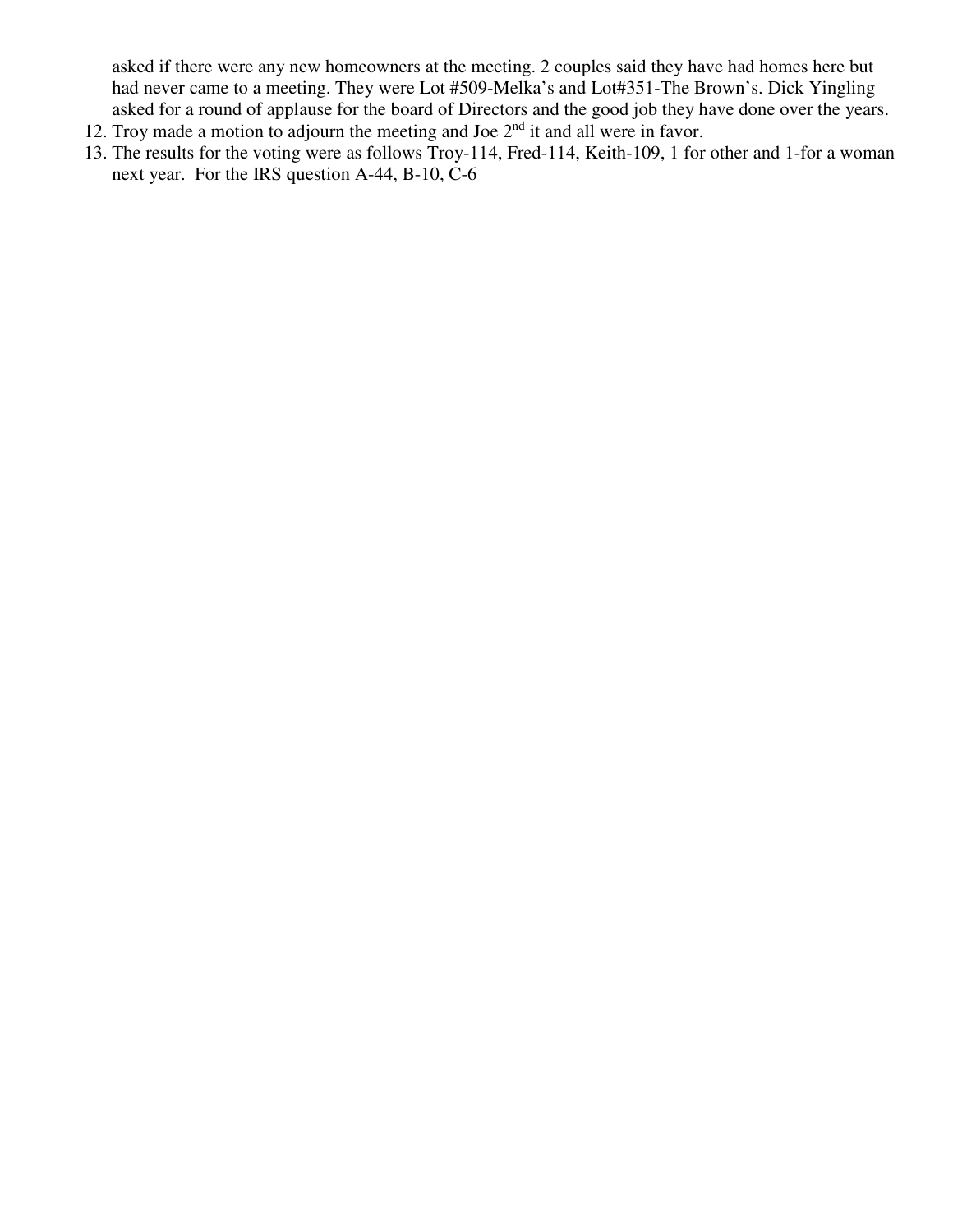asked if there were any new homeowners at the meeting. 2 couples said they have had homes here but had never came to a meeting. They were Lot #509-Melka's and Lot#351-The Brown's. Dick Yingling asked for a round of applause for the board of Directors and the good job they have done over the years.

12. Troy made a motion to adjourn the meeting and Joe 2nd it and all were in favor.
13. The results for the voting were as follows Troy-114, Fred-114, Keith-109, 1 for other and 1-for a woman next year. For the IRS question A-44, B-10, C-6